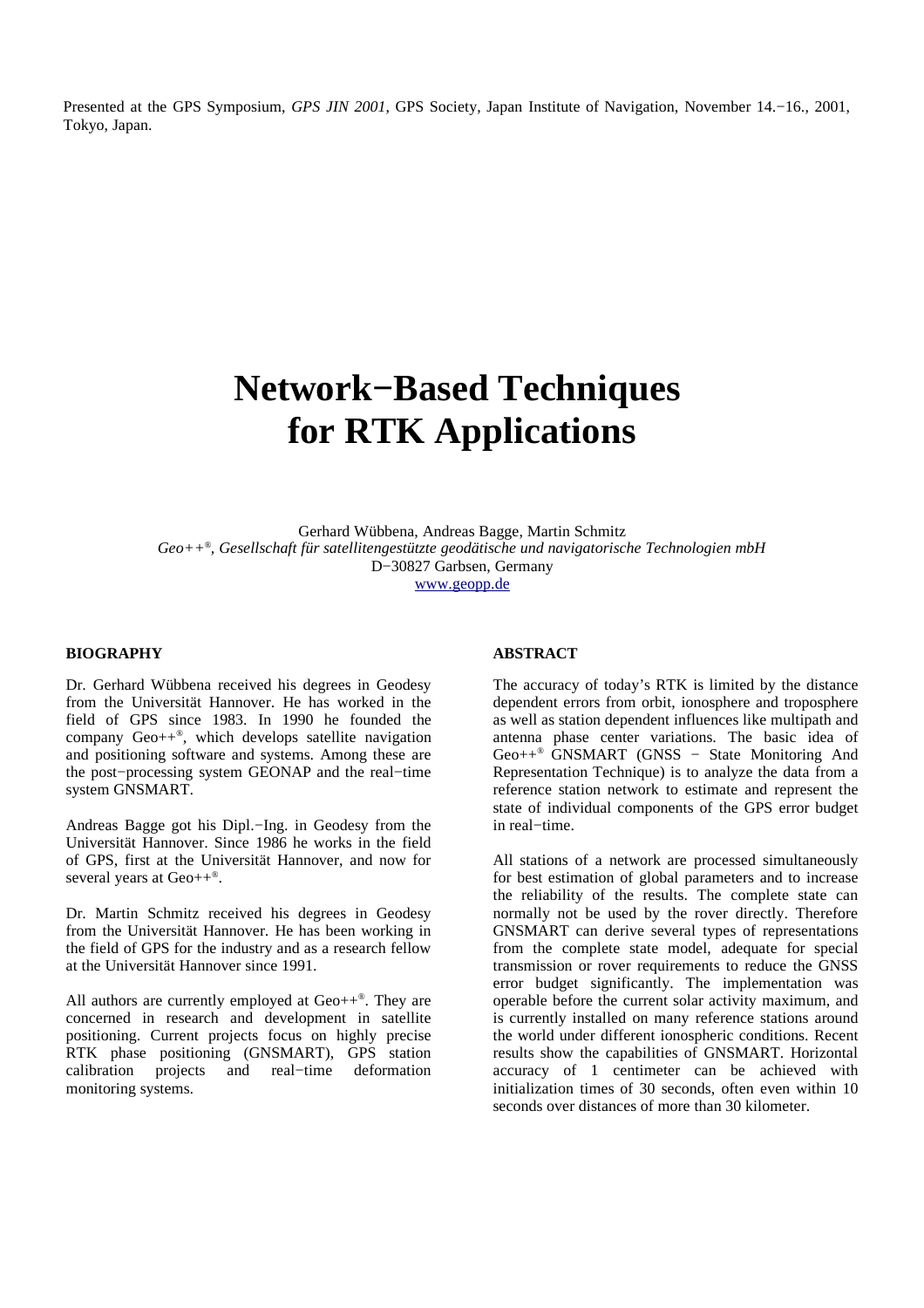Presented at the GPS Symposium, *GPS JIN 2001*, GPS Society, Japan Institute of Navigation, November 14.−16., 2001, Tokyo, Japan.

# Network−Based Techniques for RTK Applications

Gerhard Wübbena, Andreas Bagge, Martin Schmitz

*Geo++®, Gesellschaft für satellitengestützte geodätische und navigatorische Technologien mbH*

D−30827 Garbsen, Germany

www.geopp.de

## BIOGRAPHY

Dr. Gerhard Wübbena received his degrees in Geodesy from the Universität Hannover. He has worked in the field of GPS since 1983. In 1990 he founded the company Geo++®, which develops satellite navigation and positioning software and systems. Among these are the post−processing system GEONAP and the real−time system GNSMART.

Andreas Bagge got his Dipl.−Ing. in Geodesy from the Universität Hannover. Since 1986 he works in the field of GPS, first at the Universität Hannover, and now for several years at Geo++®.

Dr. Martin Schmitz received his degrees in Geodesy from the Universität Hannover. He has been working in the field of GPS for the industry and as a research fellow at the Universität Hannover since 1991.

All authors are currently employed at Geo++®. They are concerned in research and development in satellite positioning. Current projects focus on highly precise RTK phase positioning (GNSMART), GPS station calibration projects and real−time deformation monitoring systems.

## ABSTRACT

The accuracy of today's RTK is limited by the distance dependent errors from orbit, ionosphere and troposphere as well as station dependent influences like multipath and antenna phase center variations. The basic idea of Geo++® GNSMART (GNSS − State Monitoring And Representation Technique) is to analyze the data from a reference station network to estimate and represent the state of individual components of the GPS error budget in real−time.

All stations of a network are processed simultaneously for best estimation of global parameters and to increase the reliability of the results. The complete state can normally not be used by the rover directly. Therefore GNSMART can derive several types of representations from the complete state model, adequate for special transmission or rover requirements to reduce the GNSS error budget significantly. The implementation was operable before the current solar activity maximum, and is currently installed on many reference stations around the world under different ionospheric conditions. Recent results show the capabilities of GNSMART. Horizontal accuracy of 1 centimeter can be achieved with initialization times of 30 seconds, often even within 10 seconds over distances of more than 30 kilometer.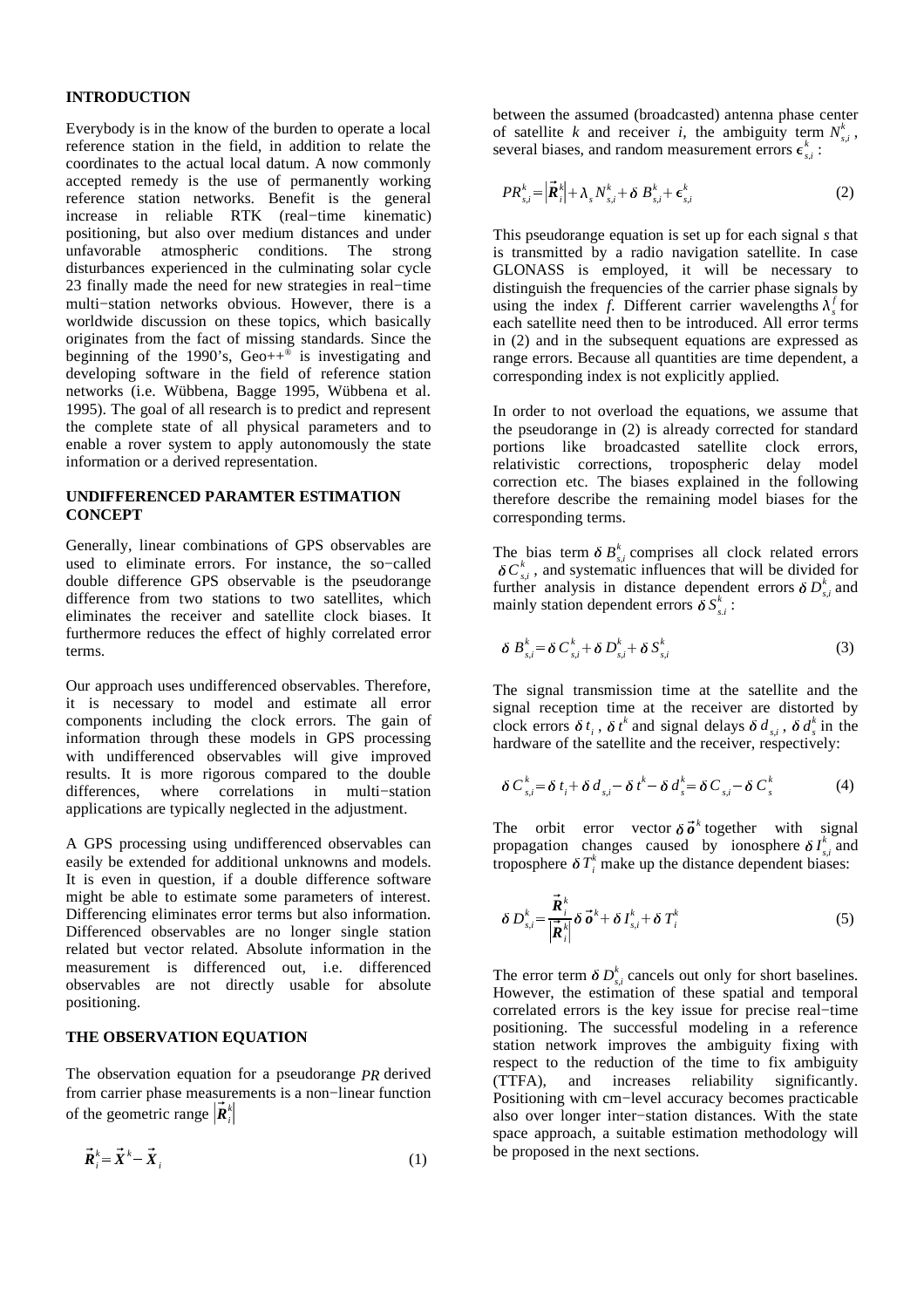## INTRODUCTION

Everybody is in the know of the burden to operate a local reference station in the field, in addition to relate the coordinates to the actual local datum. A now commonly accepted remedy is the use of permanently working reference station networks. Benefit is the general increase in reliable RTK (real−time kinematic) positioning, but also over medium distances and under unfavorable atmospheric conditions. The strong disturbances experienced in the culminating solar cycle 23 finally made the need for new strategies in real−time multi−station networks obvious. However, there is a worldwide discussion on these topics, which basically originates from the fact of missing standards. Since the beginning of the 1990's, Geo++® is investigating and developing software in the field of reference station networks (i.e. Wübbena, Bagge 1995, Wübbena et al. 1995). The goal of all research is to predict and represent the complete state of all physical parameters and to enable a rover system to apply autonomously the state information or a derived representation.

## UNDIFFERENCED PARAMTER ESTIMATION CONCEPT

Generally, linear combinations of GPS observables are used to eliminate errors. For instance, the so−called double difference GPS observable is the pseudorange difference from two stations to two satellites, which eliminates the receiver and satellite clock biases. It furthermore reduces the effect of highly correlated error terms.

Our approach uses undifferenced observables. Therefore, it is necessary to model and estimate all error components including the clock errors. The gain of information through these models in GPS processing with undifferenced observables will give improved results. It is more rigorous compared to the double differences, where correlations in multi−station applications are typically neglected in the adjustment.

A GPS processing using undifferenced observables can easily be extended for additional unknowns and models. It is even in question, if a double difference software might be able to estimate some parameters of interest. Differencing eliminates error terms but also information. Differenced observables are no longer single station related but vector related. Absolute information in the measurement is differenced out, i.e. differenced observables are not directly usable for absolute positioning.

## THE OBSERVATION EQUATION

The observation equation for a pseudorange $PR$ derived from carrier phase measurements is a non−linear function of the geometric range $|\vec{R}_i^k|$

$$\vec{R}_i^k = \vec{X}^k - \vec{X}_i \tag{1}$$

between the assumed (broadcasted) antenna phase center of satellite $k$ and receiver $i$, the ambiguity term $N_{s,i}^k$, several biases, and random measurement errors $\epsilon_{s,i}^k$:

$$PR_{s,i}^k = |\vec{R}_i^k| + \lambda_s N_{s,i}^k + \delta B_{s,i}^k + \epsilon_{s,i}^k \tag{2}$$

This pseudorange equation is set up for each signal $s$ that is transmitted by a radio navigation satellite. In case GLONASS is employed, it will be necessary to distinguish the frequencies of the carrier phase signals by using the index $f$. Different carrier wavelengths $\lambda_s^f$ for each satellite need then to be introduced. All error terms in (2) and in the subsequent equations are expressed as range errors. Because all quantities are time dependent, a corresponding index is not explicitly applied.

In order to not overload the equations, we assume that the pseudorange in (2) is already corrected for standard portions like broadcasted satellite clock errors, relativistic corrections, tropospheric delay model correction etc. The biases explained in the following therefore describe the remaining model biases for the corresponding terms.

The bias term $\delta B_{s,i}^k$ comprises all clock related errors $\delta C_{s,i}^k$, and systematic influences that will be divided for further analysis in distance dependent errors $\delta D_{s,i}^k$ and mainly station dependent errors $\delta S_{s,i}^k$:

$$\delta B_{s,i}^k = \delta C_{s,i}^k + \delta D_{s,i}^k + \delta S_{s,i}^k \tag{3}$$

The signal transmission time at the satellite and the signal reception time at the receiver are distorted by clock errors $\delta t_i$, $\delta t^k$ and signal delays $\delta d_{s,i}$, $\delta d_s^k$ in the hardware of the satellite and the receiver, respectively:

$$\delta C_{s,i}^k = \delta t_i + \delta d_{s,i} - \delta t^k - \delta d_s^k = \delta C_{s,i} - \delta C_s^k \tag{4}$$

The orbit error vector $\delta \vec{o}^k$ together with signal propagation changes caused by ionosphere $\delta I_{s,i}^k$ and troposphere $\delta T_i^k$ make up the distance dependent biases:

$$\delta D_{s,i}^k = \frac{\vec{R}_i^k}{|\vec{R}_i^k|} \delta \vec{o}^k + \delta I_{s,i}^k + \delta T_i^k \tag{5}$$

The error term $\delta D_{s,i}^k$ cancels out only for short baselines. However, the estimation of these spatial and temporal correlated errors is the key issue for precise real−time positioning. The successful modeling in a reference station network improves the ambiguity fixing with respect to the reduction of the time to fix ambiguity (TTFA), and increases reliability significantly. Positioning with cm−level accuracy becomes practicable also over longer inter−station distances. With the state space approach, a suitable estimation methodology will be proposed in the next sections.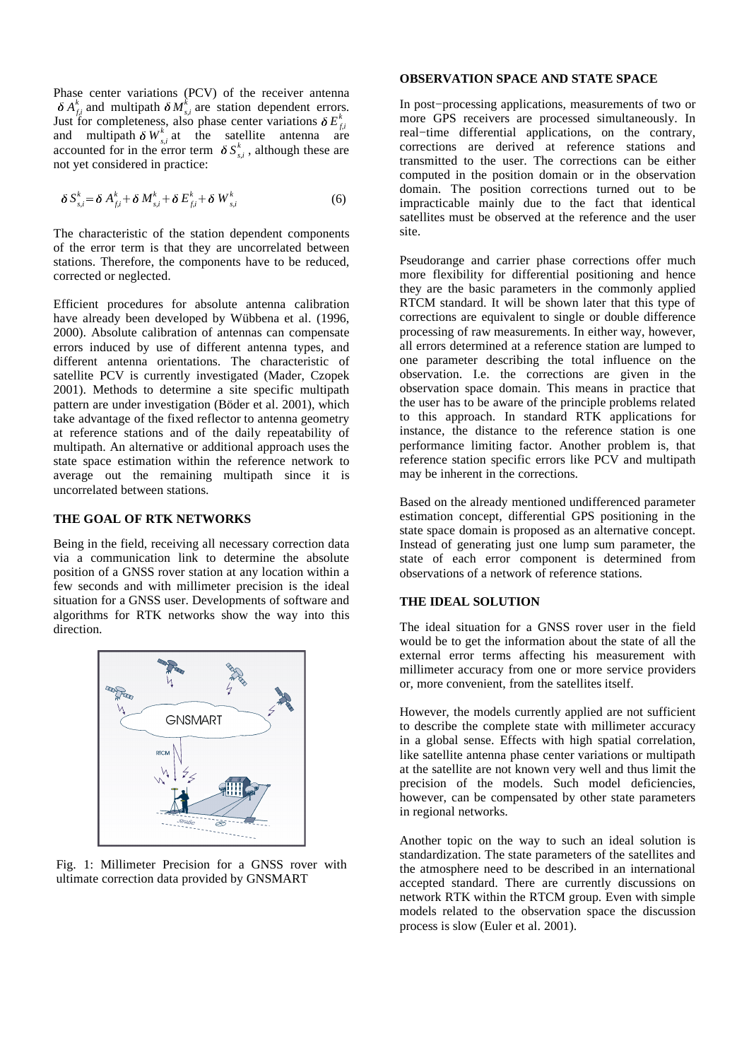Phase center variations (PCV) of the receiver antenna $\delta A_{f,i}^{k}$ and multipath $\delta M_{s,i}^{k}$ are station dependent errors. Just for completeness, also phase center variations $\delta E_{f,i}^{k}$ and multipath $\delta W_{s,i}^{k}$ at the satellite antenna are accounted for in the error term $\delta S_{s,i}^{k}$, although these are not yet considered in practice:

$$\delta S_{s,i}^{k} = \delta A_{f,i}^{k} + \delta M_{s,i}^{k} + \delta E_{f,i}^{k} + \delta W_{s,i}^{k} \tag{6}$$

The characteristic of the station dependent components of the error term is that they are uncorrelated between stations. Therefore, the components have to be reduced, corrected or neglected.

Efficient procedures for absolute antenna calibration have already been developed by Wübbena et al. (1996, 2000). Absolute calibration of antennas can compensate errors induced by use of different antenna types, and different antenna orientations. The characteristic of satellite PCV is currently investigated (Mader, Czopek 2001). Methods to determine a site specific multipath pattern are under investigation (Böder et al. 2001), which take advantage of the fixed reflector to antenna geometry at reference stations and of the daily repeatability of multipath. An alternative or additional approach uses the state space estimation within the reference network to average out the remaining multipath since it is uncorrelated between stations.

## THE GOAL OF RTK NETWORKS

Being in the field, receiving all necessary correction data via a communication link to determine the absolute position of a GNSS rover station at any location within a few seconds and with millimeter precision is the ideal situation for a GNSS user. Developments of software and algorithms for RTK networks show the way into this direction.

Fig. 1: Millimeter Precision for a GNSS rover with ultimate correction data provided by GNSMART

## OBSERVATION SPACE AND STATE SPACE

In post-processing applications, measurements of two or more GPS receivers are processed simultaneously. In real-time differential applications, on the contrary, corrections are derived at reference stations and transmitted to the user. The corrections can be either computed in the position domain or in the observation domain. The position corrections turned out to be impracticable mainly due to the fact that identical satellites must be observed at the reference and the user site.

Pseudorange and carrier phase corrections offer much more flexibility for differential positioning and hence they are the basic parameters in the commonly applied RTCM standard. It will be shown later that this type of corrections are equivalent to single or double difference processing of raw measurements. In either way, however, all errors determined at a reference station are lumped to one parameter describing the total influence on the observation. I.e. the corrections are given in the observation space domain. This means in practice that the user has to be aware of the principle problems related to this approach. In standard RTK applications for instance, the distance to the reference station is one performance limiting factor. Another problem is, that reference station specific errors like PCV and multipath may be inherent in the corrections.

Based on the already mentioned undifferenced parameter estimation concept, differential GPS positioning in the state space domain is proposed as an alternative concept. Instead of generating just one lump sum parameter, the state of each error component is determined from observations of a network of reference stations.

## THE IDEAL SOLUTION

The ideal situation for a GNSS rover user in the field would be to get the information about the state of all the external error terms affecting his measurement with millimeter accuracy from one or more service providers or, more convenient, from the satellites itself.

However, the models currently applied are not sufficient to describe the complete state with millimeter accuracy in a global sense. Effects with high spatial correlation, like satellite antenna phase center variations or multipath at the satellite are not known very well and thus limit the precision of the models. Such model deficiencies, however, can be compensated by other state parameters in regional networks.

Another topic on the way to such an ideal solution is standardization. The state parameters of the satellites and the atmosphere need to be described in an international accepted standard. There are currently discussions on network RTK within the RTCM group. Even with simple models related to the observation space the discussion process is slow (Euler et al. 2001).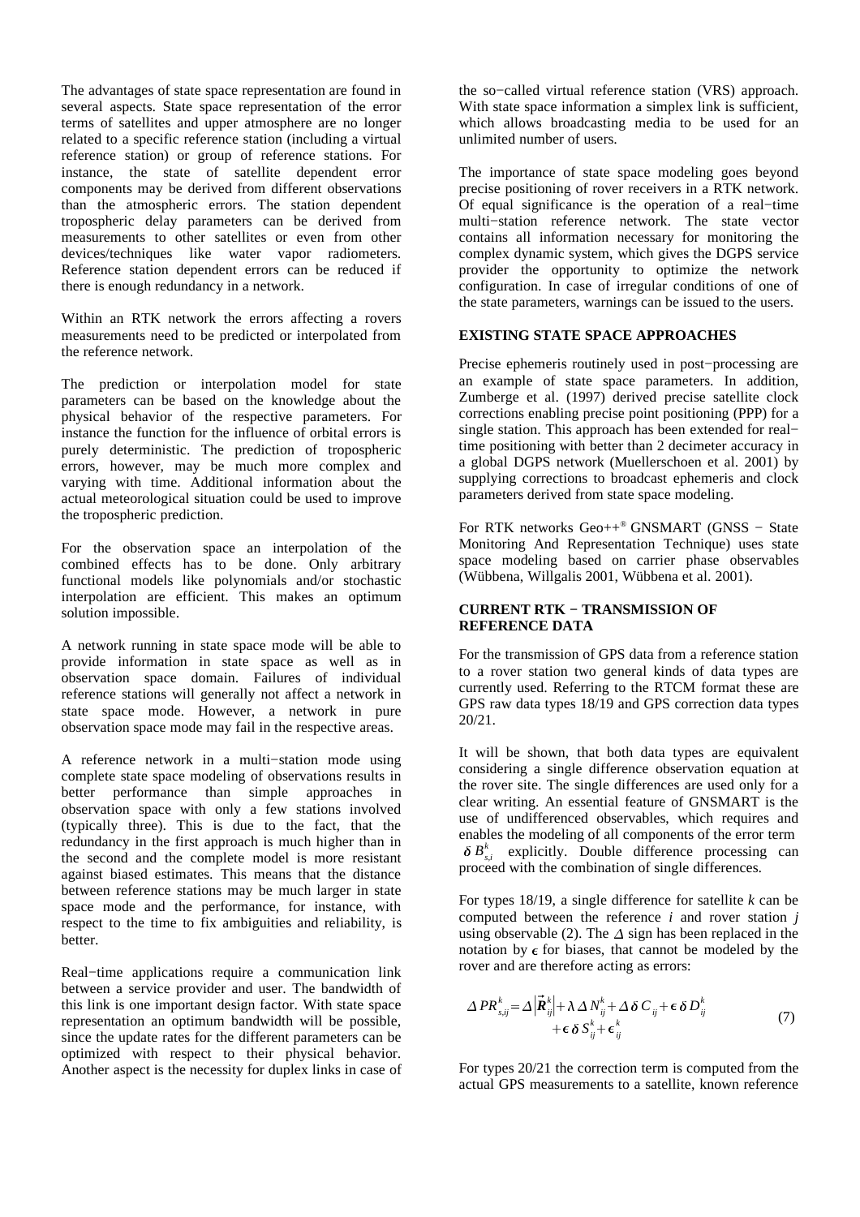The advantages of state space representation are found in several aspects. State space representation of the error terms of satellites and upper atmosphere are no longer related to a specific reference station (including a virtual reference station) or group of reference stations. For instance, the state of satellite dependent error components may be derived from different observations than the atmospheric errors. The station dependent tropospheric delay parameters can be derived from measurements to other satellites or even from other devices/techniques like water vapor radiometers. Reference station dependent errors can be reduced if there is enough redundancy in a network.

Within an RTK network the errors affecting a rovers measurements need to be predicted or interpolated from the reference network.

The prediction or interpolation model for state parameters can be based on the knowledge about the physical behavior of the respective parameters. For instance the function for the influence of orbital errors is purely deterministic. The prediction of tropospheric errors, however, may be much more complex and varying with time. Additional information about the actual meteorological situation could be used to improve the tropospheric prediction.

For the observation space an interpolation of the combined effects has to be done. Only arbitrary functional models like polynomials and/or stochastic interpolation are efficient. This makes an optimum solution impossible.

A network running in state space mode will be able to provide information in state space as well as in observation space domain. Failures of individual reference stations will generally not affect a network in state space mode. However, a network in pure observation space mode may fail in the respective areas.

A reference network in a multi−station mode using complete state space modeling of observations results in better performance than simple approaches in observation space with only a few stations involved (typically three). This is due to the fact, that the redundancy in the first approach is much higher than in the second and the complete model is more resistant against biased estimates. This means that the distance between reference stations may be much larger in state space mode and the performance, for instance, with respect to the time to fix ambiguities and reliability, is better.

Real−time applications require a communication link between a service provider and user. The bandwidth of this link is one important design factor. With state space representation an optimum bandwidth will be possible, since the update rates for the different parameters can be optimized with respect to their physical behavior. Another aspect is the necessity for duplex links in case of the so−called virtual reference station (VRS) approach. With state space information a simplex link is sufficient, which allows broadcasting media to be used for an unlimited number of users.

The importance of state space modeling goes beyond precise positioning of rover receivers in a RTK network. Of equal significance is the operation of a real−time multi−station reference network. The state vector contains all information necessary for monitoring the complex dynamic system, which gives the DGPS service provider the opportunity to optimize the network configuration. In case of irregular conditions of one of the state parameters, warnings can be issued to the users.

## EXISTING STATE SPACE APPROACHES

Precise ephemeris routinely used in post−processing are an example of state space parameters. In addition, Zumberge et al. (1997) derived precise satellite clock corrections enabling precise point positioning (PPP) for a single station. This approach has been extended for real−time positioning with better than 2 decimeter accuracy in a global DGPS network (Muellerschoen et al. 2001) by supplying corrections to broadcast ephemeris and clock parameters derived from state space modeling.

For RTK networks Geo++® GNSMART (GNSS − State Monitoring And Representation Technique) uses state space modeling based on carrier phase observables (Wübbena, Willgalis 2001, Wübbena et al. 2001).

## CURRENT RTK − TRANSMISSION OF REFERENCE DATA

For the transmission of GPS data from a reference station to a rover station two general kinds of data types are currently used. Referring to the RTCM format these are GPS raw data types 18/19 and GPS correction data types 20/21.

It will be shown, that both data types are equivalent considering a single difference observation equation at the rover site. The single differences are used only for a clear writing. An essential feature of GNSMART is the use of undifferenced observables, which requires and enables the modeling of all components of the error term $\delta B_{s,i}^{k}$ explicitly. Double difference processing can proceed with the combination of single differences.

For types 18/19, a single difference for satellite $k$ can be computed between the reference $i$ and rover station $j$ using observable (2). The $\Delta$ sign has been replaced in the notation by $\epsilon$ for biases, that cannot be modeled by the rover and are therefore acting as errors:

$$\Delta PR_{s,ij}^{k} = \Delta \left| \vec{\boldsymbol{R}}_{ij}^{k} \right| + \lambda \Delta N_{ij}^{k} + \Delta \delta C_{ij} + \epsilon \delta D_{ij}^{k} + \epsilon \delta S_{ij}^{k} + \epsilon_{ij}^{k} \tag{7}$$

For types 20/21 the correction term is computed from the actual GPS measurements to a satellite, known reference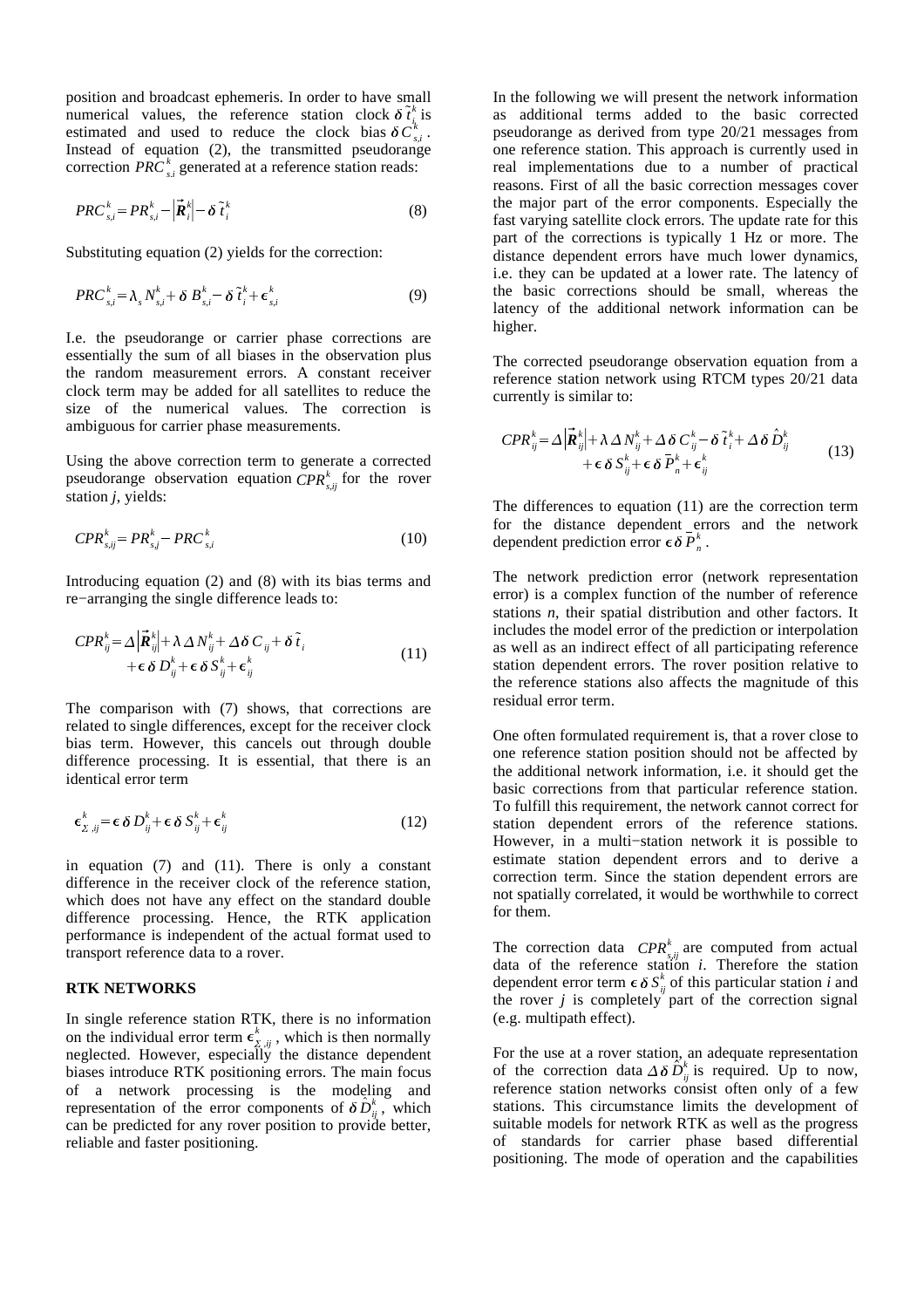position and broadcast ephemeris. In order to have small numerical values, the reference station clock $\delta \tilde{t}_i^k$ is estimated and used to reduce the clock bias $\delta C_{s,i}^k$. Instead of equation (2), the transmitted pseudorange correction $PRC_{s,i}^k$ generated at a reference station reads:

$$PRC_{s,i}^k = PR_{s,i}^k - \left|\vec{R}_i^k\right| - \delta \tilde{t}_i^k \tag{8}$$

Substituting equation (2) yields for the correction:

$$PRC_{s,i}^k = \lambda_s N_{s,i}^k + \delta B_{s,i}^k - \delta \tilde{t}_i^k + \epsilon_{s,i}^k \tag{9}$$

I.e. the pseudorange or carrier phase corrections are essentially the sum of all biases in the observation plus the random measurement errors. A constant receiver clock term may be added for all satellites to reduce the size of the numerical values. The correction is ambiguous for carrier phase measurements.

Using the above correction term to generate a corrected pseudorange observation equation $CPR_{s,ij}^k$ for the rover station *j*, yields:

$$CPR_{s,ij}^k = PR_{s,j}^k - PRC_{s,i}^k \tag{10}$$

Introducing equation (2) and (8) with its bias terms and re−arranging the single difference leads to:

$$\begin{aligned} CPR_{ij}^k = &\Delta\left|\vec{R}_{ij}^k\right| + \lambda \Delta N_{ij}^k + \Delta \delta C_{ij} + \delta \tilde{t}_i \\ &+ \epsilon \delta D_{ij}^k + \epsilon \delta S_{ij}^k + \epsilon_{ij}^k \end{aligned} \tag{11}$$

The comparison with (7) shows, that corrections are related to single differences, except for the receiver clock bias term. However, this cancels out through double difference processing. It is essential, that there is an identical error term

$$\epsilon_{\Sigma,ij}^k = \epsilon \delta D_{ij}^k + \epsilon \delta S_{ij}^k + \epsilon_{ij}^k \tag{12}$$

in equation (7) and (11). There is only a constant difference in the receiver clock of the reference station, which does not have any effect on the standard double difference processing. Hence, the RTK application performance is independent of the actual format used to transport reference data to a rover.

## RTK NETWORKS

In single reference station RTK, there is no information on the individual error term $\epsilon_{\Sigma,ij}^k$, which is then normally neglected. However, especially the distance dependent biases introduce RTK positioning errors. The main focus of a network processing is the modeling and representation of the error components of $\delta \hat{D}_{ij}^k$, which can be predicted for any rover position to provide better, reliable and faster positioning.

In the following we will present the network information as additional terms added to the basic corrected pseudorange as derived from type 20/21 messages from one reference station. This approach is currently used in real implementations due to a number of practical reasons. First of all the basic correction messages cover the major part of the error components. Especially the fast varying satellite clock errors. The update rate for this part of the corrections is typically 1 Hz or more. The distance dependent errors have much lower dynamics, i.e. they can be updated at a lower rate. The latency of the basic corrections should be small, whereas the latency of the additional network information can be higher.

The corrected pseudorange observation equation from a reference station network using RTCM types 20/21 data currently is similar to:

$$\begin{aligned} CPR_{ij}^k = &\Delta\left|\vec{R}_{ij}^k\right| + \lambda \Delta N_{ij}^k + \Delta \delta C_{ij}^k - \delta \tilde{t}_i^k + \Delta \delta \hat{D}_{ij}^k \\ &+ \epsilon \delta S_{ij}^k + \epsilon \delta \bar{P}_n^k + \epsilon_{ij}^k \end{aligned} \tag{13}$$

The differences to equation (11) are the correction term for the distance dependent errors and the network dependent prediction error $\epsilon \delta \bar{P}_n^k$.

The network prediction error (network representation error) is a complex function of the number of reference stations *n*, their spatial distribution and other factors. It includes the model error of the prediction or interpolation as well as an indirect effect of all participating reference station dependent errors. The rover position relative to the reference stations also affects the magnitude of this residual error term.

One often formulated requirement is, that a rover close to one reference station position should not be affected by the additional network information, i.e. it should get the basic corrections from that particular reference station. To fulfill this requirement, the network cannot correct for station dependent errors of the reference stations. However, in a multi−station network it is possible to estimate station dependent errors and to derive a correction term. Since the station dependent errors are not spatially correlated, it would be worthwhile to correct for them.

The correction data $CPR_{s,ij}^k$ are computed from actual data of the reference station *i*. Therefore the station dependent error term $\epsilon \delta S_{ij}^k$ of this particular station *i* and the rover *j* is completely part of the correction signal (e.g. multipath effect).

For the use at a rover station, an adequate representation of the correction data $\Delta \delta \hat{D}_{ij}^k$ is required. Up to now, reference station networks consist often only of a few stations. This circumstance limits the development of suitable models for network RTK as well as the progress of standards for carrier phase based differential positioning. The mode of operation and the capabilities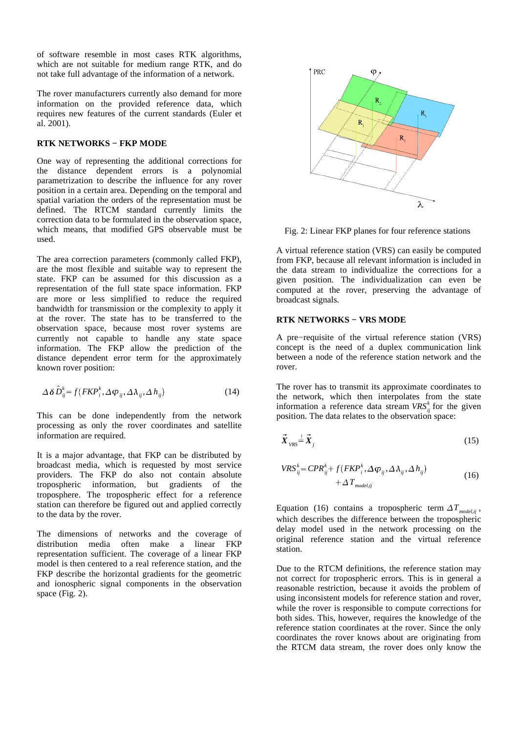of software resemble in most cases RTK algorithms, which are not suitable for medium range RTK, and do not take full advantage of the information of a network.

The rover manufacturers currently also demand for more information on the provided reference data, which requires new features of the current standards (Euler et al. 2001).

## RTK NETWORKS – FKP MODE

One way of representing the additional corrections for the distance dependent errors is a polynomial parametrization to describe the influence for any rover position in a certain area. Depending on the temporal and spatial variation the orders of the representation must be defined. The RTCM standard currently limits the correction data to be formulated in the observation space, which means, that modified GPS observable must be used.

The area correction parameters (commonly called FKP), are the most flexible and suitable way to represent the state. FKP can be assumed for this discussion as a representation of the full state space information. FKP are more or less simplified to reduce the required bandwidth for transmission or the complexity to apply it at the rover. The state has to be transferred to the observation space, because most rover systems are currently not capable to handle any state space information. The FKP allow the prediction of the distance dependent error term for the approximately known rover position:

$$\Delta\delta\hat{D}_{ij}^{k} = f(FKP_{i}^{k}, \Delta\varphi_{ij}, \Delta\lambda_{ij}, \Delta h_{ij}) \tag{14}$$

This can be done independently from the network processing as only the rover coordinates and satellite information are required.

It is a major advantage, that FKP can be distributed by broadcast media, which is requested by most service providers. The FKP do also not contain absolute tropospheric information, but gradients of the troposphere. The tropospheric effect for a reference station can therefore be figured out and applied correctly to the data by the rover.

The dimensions of networks and the coverage of distribution media often make a linear FKP representation sufficient. The coverage of a linear FKP model is then centered to a real reference station, and the FKP describe the horizontal gradients for the geometric and ionospheric signal components in the observation space (Fig. 2).

Fig. 2: Linear FKP planes for four reference stations

A virtual reference station (VRS) can easily be computed from FKP, because all relevant information is included in the data stream to individualize the corrections for a given position. The individualization can even be computed at the rover, preserving the advantage of broadcast signals.

## RTK NETWORKS – VRS MODE

A pre-requisite of the virtual reference station (VRS) concept is the need of a duplex communication link between a node of the reference station network and the rover.

The rover has to transmit its approximate coordinates to the network, which then interpolates from the state information a reference data stream $VRS_{ij}^{k}$ for the given position. The data relates to the observation space:

$$\vec{X}_{VRS} \stackrel{!}{=} \vec{X}_{j} \tag{15}$$

$$VRS_{ij}^{k} = CPR_{ij}^{k} + f(FKP_{i}^{k}, \Delta\varphi_{ij}, \Delta\lambda_{ij}, \Delta h_{ij}) + \Delta T_{model,ij} \tag{16}$$

Equation (16) contains a tropospheric term $\Delta T_{model,ij}$, which describes the difference between the tropospheric delay model used in the network processing on the original reference station and the virtual reference station.

Due to the RTCM definitions, the reference station may not correct for tropospheric errors. This is in general a reasonable restriction, because it avoids the problem of using inconsistent models for reference station and rover, while the rover is responsible to compute corrections for both sides. This, however, requires the knowledge of the reference station coordinates at the rover. Since the only coordinates the rover knows about are originating from the RTCM data stream, the rover does only know the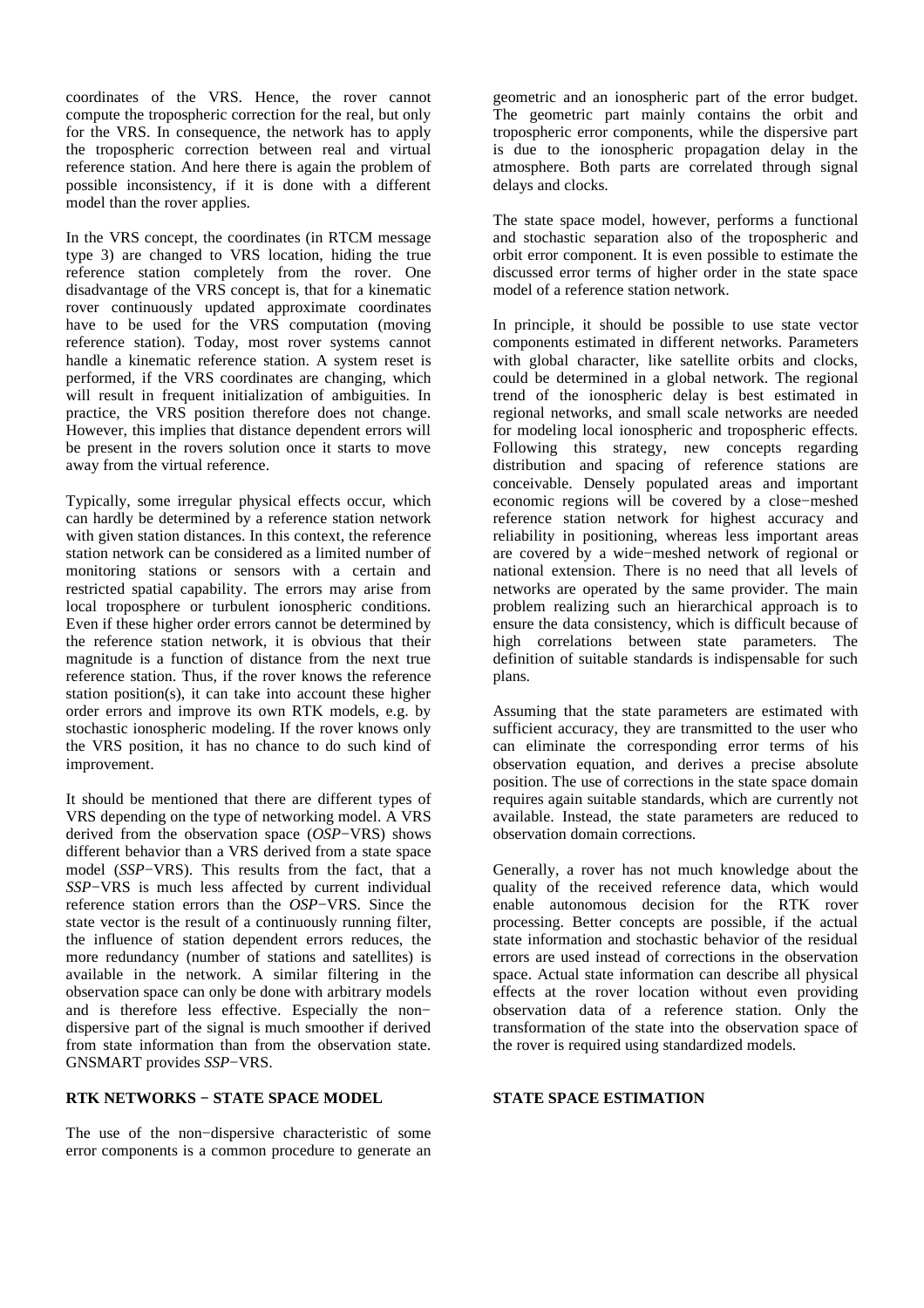coordinates of the VRS. Hence, the rover cannot compute the tropospheric correction for the real, but only for the VRS. In consequence, the network has to apply the tropospheric correction between real and virtual reference station. And here there is again the problem of possible inconsistency, if it is done with a different model than the rover applies.

In the VRS concept, the coordinates (in RTCM message type 3) are changed to VRS location, hiding the true reference station completely from the rover. One disadvantage of the VRS concept is, that for a kinematic rover continuously updated approximate coordinates have to be used for the VRS computation (moving reference station). Today, most rover systems cannot handle a kinematic reference station. A system reset is performed, if the VRS coordinates are changing, which will result in frequent initialization of ambiguities. In practice, the VRS position therefore does not change. However, this implies that distance dependent errors will be present in the rovers solution once it starts to move away from the virtual reference.

Typically, some irregular physical effects occur, which can hardly be determined by a reference station network with given station distances. In this context, the reference station network can be considered as a limited number of monitoring stations or sensors with a certain and restricted spatial capability. The errors may arise from local troposphere or turbulent ionospheric conditions. Even if these higher order errors cannot be determined by the reference station network, it is obvious that their magnitude is a function of distance from the next true reference station. Thus, if the rover knows the reference station position(s), it can take into account these higher order errors and improve its own RTK models, e.g. by stochastic ionospheric modeling. If the rover knows only the VRS position, it has no chance to do such kind of improvement.

It should be mentioned that there are different types of VRS depending on the type of networking model. A VRS derived from the observation space (*OSP*−VRS) shows different behavior than a VRS derived from a state space model (*SSP*−VRS). This results from the fact, that a *SSP*−VRS is much less affected by current individual reference station errors than the *OSP*−VRS. Since the state vector is the result of a continuously running filter, the influence of station dependent errors reduces, the more redundancy (number of stations and satellites) is available in the network. A similar filtering in the observation space can only be done with arbitrary models and is therefore less effective. Especially the non−dispersive part of the signal is much smoother if derived from state information than from the observation state. GNSMART provides *SSP*−VRS.

**RTK NETWORKS − STATE SPACE MODEL**

The use of the non−dispersive characteristic of some error components is a common procedure to generate an geometric and an ionospheric part of the error budget. The geometric part mainly contains the orbit and tropospheric error components, while the dispersive part is due to the ionospheric propagation delay in the atmosphere. Both parts are correlated through signal delays and clocks.

The state space model, however, performs a functional and stochastic separation also of the tropospheric and orbit error component. It is even possible to estimate the discussed error terms of higher order in the state space model of a reference station network.

In principle, it should be possible to use state vector components estimated in different networks. Parameters with global character, like satellite orbits and clocks, could be determined in a global network. The regional trend of the ionospheric delay is best estimated in regional networks, and small scale networks are needed for modeling local ionospheric and tropospheric effects. Following this strategy, new concepts regarding distribution and spacing of reference stations are conceivable. Densely populated areas and important economic regions will be covered by a close−meshed reference station network for highest accuracy and reliability in positioning, whereas less important areas are covered by a wide−meshed network of regional or national extension. There is no need that all levels of networks are operated by the same provider. The main problem realizing such an hierarchical approach is to ensure the data consistency, which is difficult because of high correlations between state parameters. The definition of suitable standards is indispensable for such plans.

Assuming that the state parameters are estimated with sufficient accuracy, they are transmitted to the user who can eliminate the corresponding error terms of his observation equation, and derives a precise absolute position. The use of corrections in the state space domain requires again suitable standards, which are currently not available. Instead, the state parameters are reduced to observation domain corrections.

Generally, a rover has not much knowledge about the quality of the received reference data, which would enable autonomous decision for the RTK rover processing. Better concepts are possible, if the actual state information and stochastic behavior of the residual errors are used instead of corrections in the observation space. Actual state information can describe all physical effects at the rover location without even providing observation data of a reference station. Only the transformation of the state into the observation space of the rover is required using standardized models.

**STATE SPACE ESTIMATION**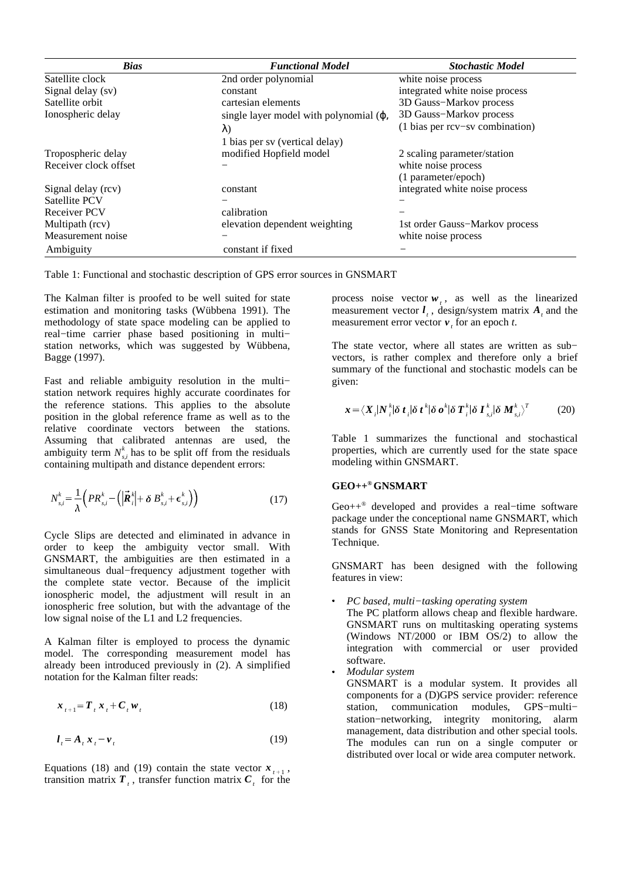| *Bias* | *Functional Model* | *Stochastic Model* |
|---|---|---|
| Satellite clock | 2nd order polynomial | white noise process |
| Signal delay (sv) | constant | integrated white noise process |
| Satellite orbit | cartesian elements | 3D Gauss−Markov process |
| Ionospheric delay | single layer model with polynomial (φ, λ) 1 bias per sv (vertical delay) | 3D Gauss−Markov process (1 bias per rcv−sv combination) |
| Tropospheric delay | modified Hopfield model | 2 scaling parameter/station |
| Receiver clock offset | − | white noise process (1 parameter/epoch) |
| Signal delay (rcv) | constant | integrated white noise process |
| Satellite PCV | − | − |
| Receiver PCV | calibration | − |
| Multipath (rcv) | elevation dependent weighting | 1st order Gauss−Markov process |
| Measurement noise | − | white noise process |
| Ambiguity | constant if fixed | − |

Table 1: Functional and stochastic description of GPS error sources in GNSMART

The Kalman filter is proofed to be well suited for state estimation and monitoring tasks (Wübbena 1991). The methodology of state space modeling can be applied to real−time carrier phase based positioning in multi−station networks, which was suggested by Wübbena, Bagge (1997).

Fast and reliable ambiguity resolution in the multi−station network requires highly accurate coordinates for the reference stations. This applies to the absolute position in the global reference frame as well as to the relative coordinate vectors between the stations. Assuming that calibrated antennas are used, the ambiguity term $N^k_{s,i}$ has to be split off from the residuals containing multipath and distance dependent errors:

$$N^k_{s,i} = \frac{1}{\lambda}\left(PR^k_{s,i} - \left(\left|\vec{R}^k_i\right| + \delta\, B^k_{s,i} + \epsilon^k_{s,i}\right)\right) \tag{17}$$

Cycle Slips are detected and eliminated in advance in order to keep the ambiguity vector small. With GNSMART, the ambiguities are then estimated in a simultaneous dual−frequency adjustment together with the complete state vector. Because of the implicit ionospheric model, the adjustment will result in an ionospheric free solution, but with the advantage of the low signal noise of the L1 and L2 frequencies.

A Kalman filter is employed to process the dynamic model. The corresponding measurement model has already been introduced previously in (2). A simplified notation for the Kalman filter reads:

$$\boldsymbol{x}_{t+1} = \boldsymbol{T}_t\, \boldsymbol{x}_t + \boldsymbol{C}_t\, \boldsymbol{w}_t \tag{18}$$

$$\boldsymbol{l}_t = \boldsymbol{A}_t\, \boldsymbol{x}_t - \boldsymbol{v}_t \tag{19}$$

Equations (18) and (19) contain the state vector $\boldsymbol{x}_{t+1}$, transition matrix $\boldsymbol{T}_t$, transfer function matrix $\boldsymbol{C}_t$ for the process noise vector $\boldsymbol{w}_t$, as well as the linearized measurement vector $\boldsymbol{l}_t$, design/system matrix $\boldsymbol{A}_t$ and the measurement error vector $\boldsymbol{v}_t$ for an epoch *t*.

The state vector, where all states are written as sub−vectors, is rather complex and therefore only a brief summary of the functional and stochastic models can be given:

$$\boldsymbol{x} = \langle \boldsymbol{X}_i | \boldsymbol{N}^k_i | \delta\, \boldsymbol{t}_i | \delta\, \boldsymbol{t}^k | \delta\, \boldsymbol{o}^k | \delta\, \boldsymbol{T}^k_i | \delta\, \boldsymbol{I}^k_{s,i} | \delta\, \boldsymbol{M}^k_{s,i} \rangle^T \tag{20}$$

Table 1 summarizes the functional and stochastical properties, which are currently used for the state space modeling within GNSMART.

**GEO++® GNSMART**

Geo++® developed and provides a real−time software package under the conceptional name GNSMART, which stands for GNSS State Monitoring and Representation Technique.

GNSMART has been designed with the following features in view:

- *PC based, multi−tasking operating system*
  The PC platform allows cheap and flexible hardware. GNSMART runs on multitasking operating systems (Windows NT/2000 or IBM OS/2) to allow the integration with commercial or user provided software.
- *Modular system*
  GNSMART is a modular system. It provides all components for a (D)GPS service provider: reference station, communication modules, GPS−multi−station−networking, integrity monitoring, alarm management, data distribution and other special tools. The modules can run on a single computer or distributed over local or wide area computer network.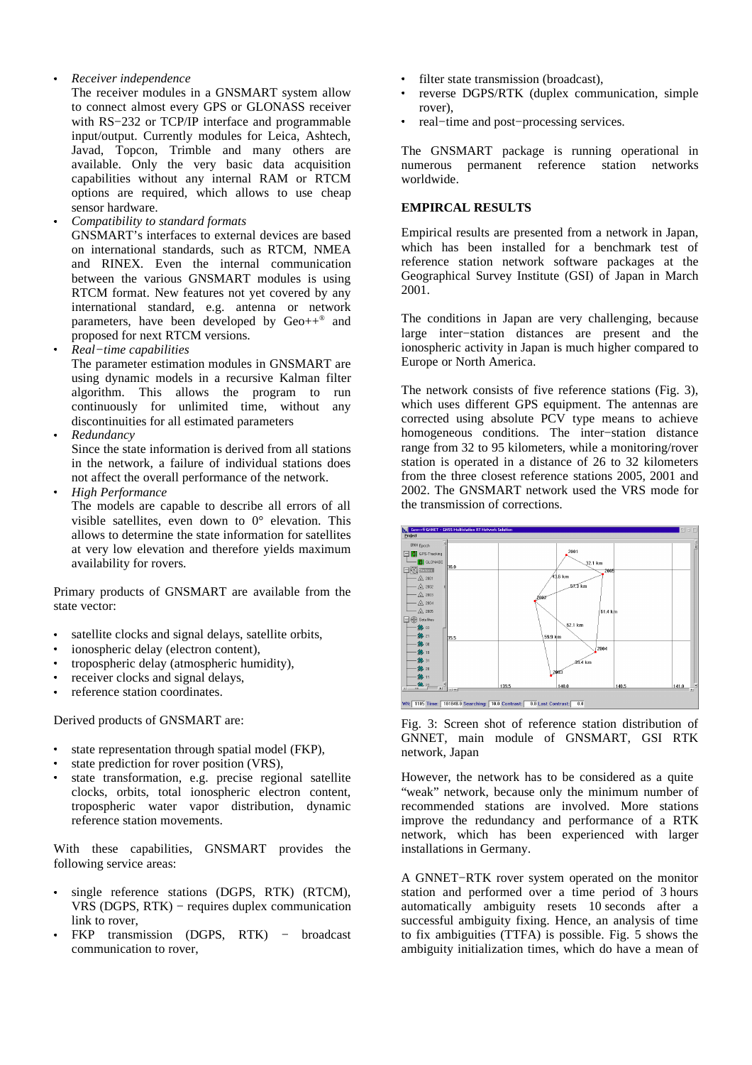- *Receiver independence*
  The receiver modules in a GNSMART system allow to connect almost every GPS or GLONASS receiver with RS−232 or TCP/IP interface and programmable input/output. Currently modules for Leica, Ashtech, Javad, Topcon, Trimble and many others are available. Only the very basic data acquisition capabilities without any internal RAM or RTCM options are required, which allows to use cheap sensor hardware.
- *Compatibility to standard formats*
  GNSMART's interfaces to external devices are based on international standards, such as RTCM, NMEA and RINEX. Even the internal communication between the various GNSMART modules is using RTCM format. New features not yet covered by any international standard, e.g. antenna or network parameters, have been developed by Geo++® and proposed for next RTCM versions.
- *Real−time capabilities*
  The parameter estimation modules in GNSMART are using dynamic models in a recursive Kalman filter algorithm. This allows the program to run continuously for unlimited time, without any discontinuities for all estimated parameters
- *Redundancy*
  Since the state information is derived from all stations in the network, a failure of individual stations does not affect the overall performance of the network.
- *High Performance*
  The models are capable to describe all errors of all visible satellites, even down to 0° elevation. This allows to determine the state information for satellites at very low elevation and therefore yields maximum availability for rovers.

Primary products of GNSMART are available from the state vector:

- satellite clocks and signal delays, satellite orbits,
- ionospheric delay (electron content),
- tropospheric delay (atmospheric humidity),
- receiver clocks and signal delays,
- reference station coordinates.

Derived products of GNSMART are:

- state representation through spatial model (FKP),
- state prediction for rover position (VRS),
- state transformation, e.g. precise regional satellite clocks, orbits, total ionospheric electron content, tropospheric water vapor distribution, dynamic reference station movements.

With these capabilities, GNSMART provides the following service areas:

- single reference stations (DGPS, RTK) (RTCM), VRS (DGPS, RTK) − requires duplex communication link to rover,
- FKP transmission (DGPS, RTK) − broadcast communication to rover,
- filter state transmission (broadcast),
- reverse DGPS/RTK (duplex communication, simple rover),
- real−time and post−processing services.

The GNSMART package is running operational in numerous permanent reference station networks worldwide.

## EMPIRCAL RESULTS

Empirical results are presented from a network in Japan, which has been installed for a benchmark test of reference station network software packages at the Geographical Survey Institute (GSI) of Japan in March 2001.

The conditions in Japan are very challenging, because large inter−station distances are present and the ionospheric activity in Japan is much higher compared to Europe or North America.

The network consists of five reference stations (Fig. 3), which uses different GPS equipment. The antennas are corrected using absolute PCV type means to achieve homogeneous conditions. The inter−station distance range from 32 to 95 kilometers, while a monitoring/rover station is operated in a distance of 26 to 32 kilometers from the three closest reference stations 2005, 2001 and 2002. The GNSMART network used the VRS mode for the transmission of corrections.

Fig. 3: Screen shot of reference station distribution of GNNET, main module of GNSMART, GSI RTK network, Japan

However, the network has to be considered as a quite "weak" network, because only the minimum number of recommended stations are involved. More stations improve the redundancy and performance of a RTK network, which has been experienced with larger installations in Germany.

A GNNET−RTK rover system operated on the monitor station and performed over a time period of 3 hours automatically ambiguity resets 10 seconds after a successful ambiguity fixing. Hence, an analysis of time to fix ambiguities (TTFA) is possible. Fig. 5 shows the ambiguity initialization times, which do have a mean of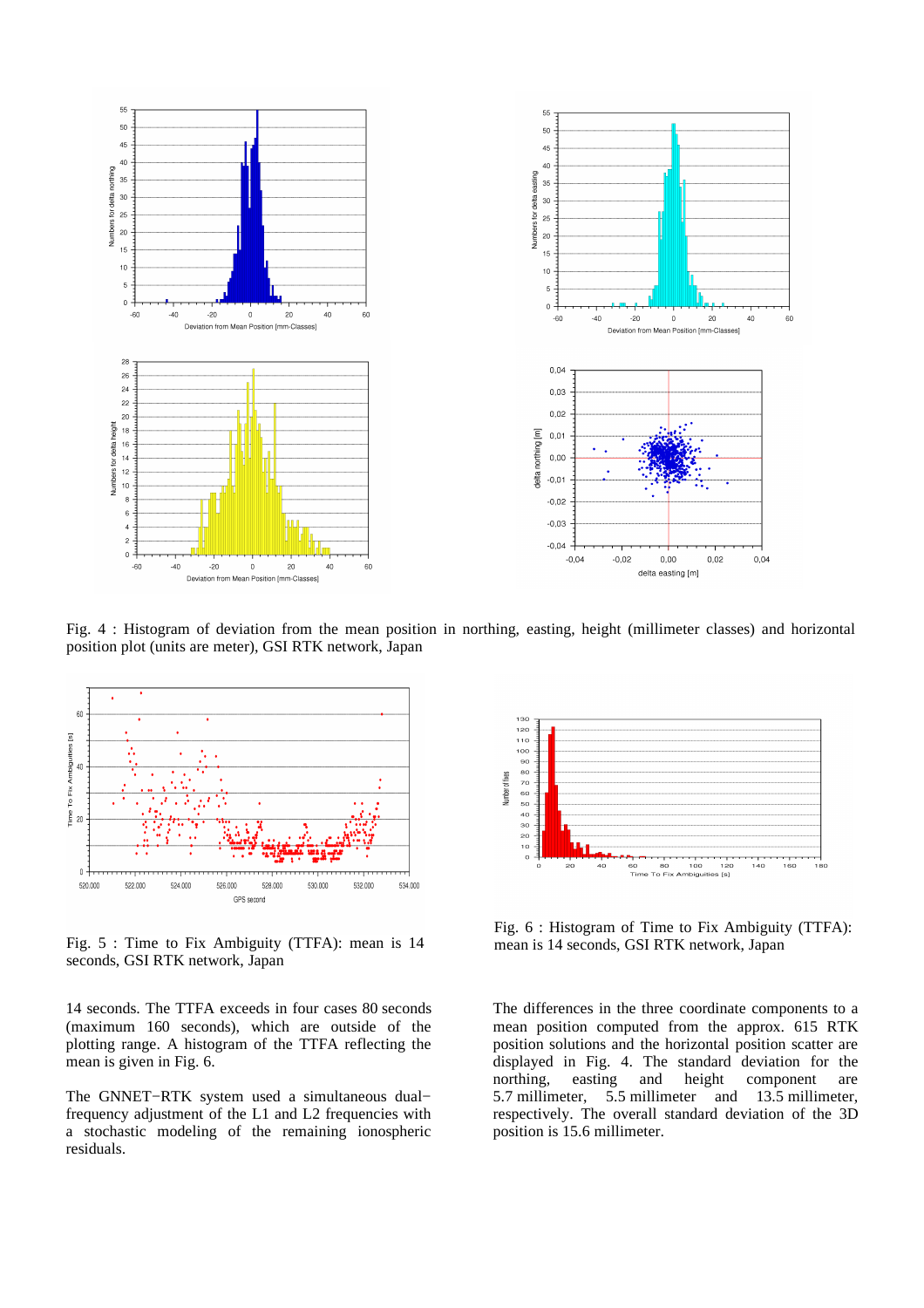Fig. 4 : Histogram of deviation from the mean position in northing, easting, height (millimeter classes) and horizontal position plot (units are meter), GSI RTK network, Japan

Fig. 5 : Time to Fix Ambiguity (TTFA): mean is 14 seconds, GSI RTK network, Japan

Fig. 6 : Histogram of Time to Fix Ambiguity (TTFA): mean is 14 seconds, GSI RTK network, Japan

14 seconds. The TTFA exceeds in four cases 80 seconds (maximum 160 seconds), which are outside of the plotting range. A histogram of the TTFA reflecting the mean is given in Fig. 6.

The GNNET−RTK system used a simultaneous dual−frequency adjustment of the L1 and L2 frequencies with a stochastic modeling of the remaining ionospheric residuals.

The differences in the three coordinate components to a mean position computed from the approx. 615 RTK position solutions and the horizontal position scatter are displayed in Fig. 4. The standard deviation for the northing, easting and height component are 5.7 millimeter, 5.5 millimeter and 13.5 millimeter, respectively. The overall standard deviation of the 3D position is 15.6 millimeter.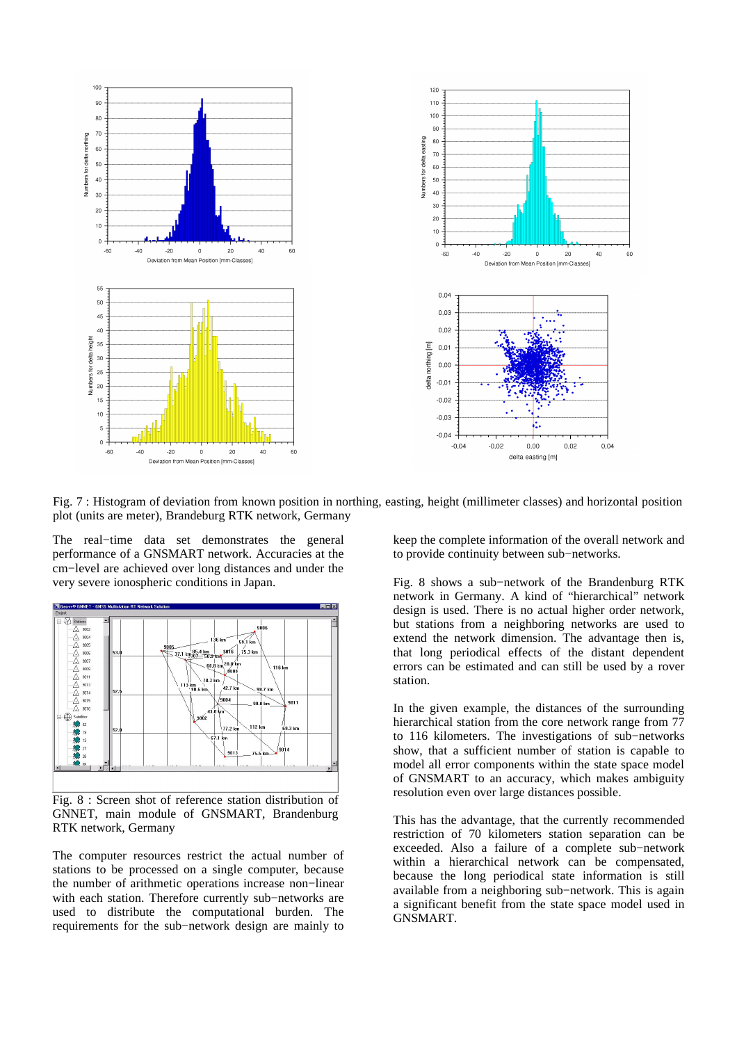Fig. 7 : Histogram of deviation from known position in northing, easting, height (millimeter classes) and horizontal position plot (units are meter), Brandeburg RTK network, Germany

The real−time data set demonstrates the general performance of a GNSMART network. Accuracies at the cm−level are achieved over long distances and under the very severe ionospheric conditions in Japan.

Fig. 8 : Screen shot of reference station distribution of GNNET, main module of GNSMART, Brandenburg RTK network, Germany

The computer resources restrict the actual number of stations to be processed on a single computer, because the number of arithmetic operations increase non−linear with each station. Therefore currently sub−networks are used to distribute the computational burden. The requirements for the sub−network design are mainly to keep the complete information of the overall network and to provide continuity between sub−networks.

Fig. 8 shows a sub−network of the Brandenburg RTK network in Germany. A kind of "hierarchical" network design is used. There is no actual higher order network, but stations from a neighboring networks are used to extend the network dimension. The advantage then is, that long periodical effects of the distant dependent errors can be estimated and can still be used by a rover station.

In the given example, the distances of the surrounding hierarchical station from the core network range from 77 to 116 kilometers. The investigations of sub−networks show, that a sufficient number of station is capable to model all error components within the state space model of GNSMART to an accuracy, which makes ambiguity resolution even over large distances possible.

This has the advantage, that the currently recommended restriction of 70 kilometers station separation can be exceeded. Also a failure of a complete sub−network within a hierarchical network can be compensated, because the long periodical state information is still available from a neighboring sub−network. This is again a significant benefit from the state space model used in GNSMART.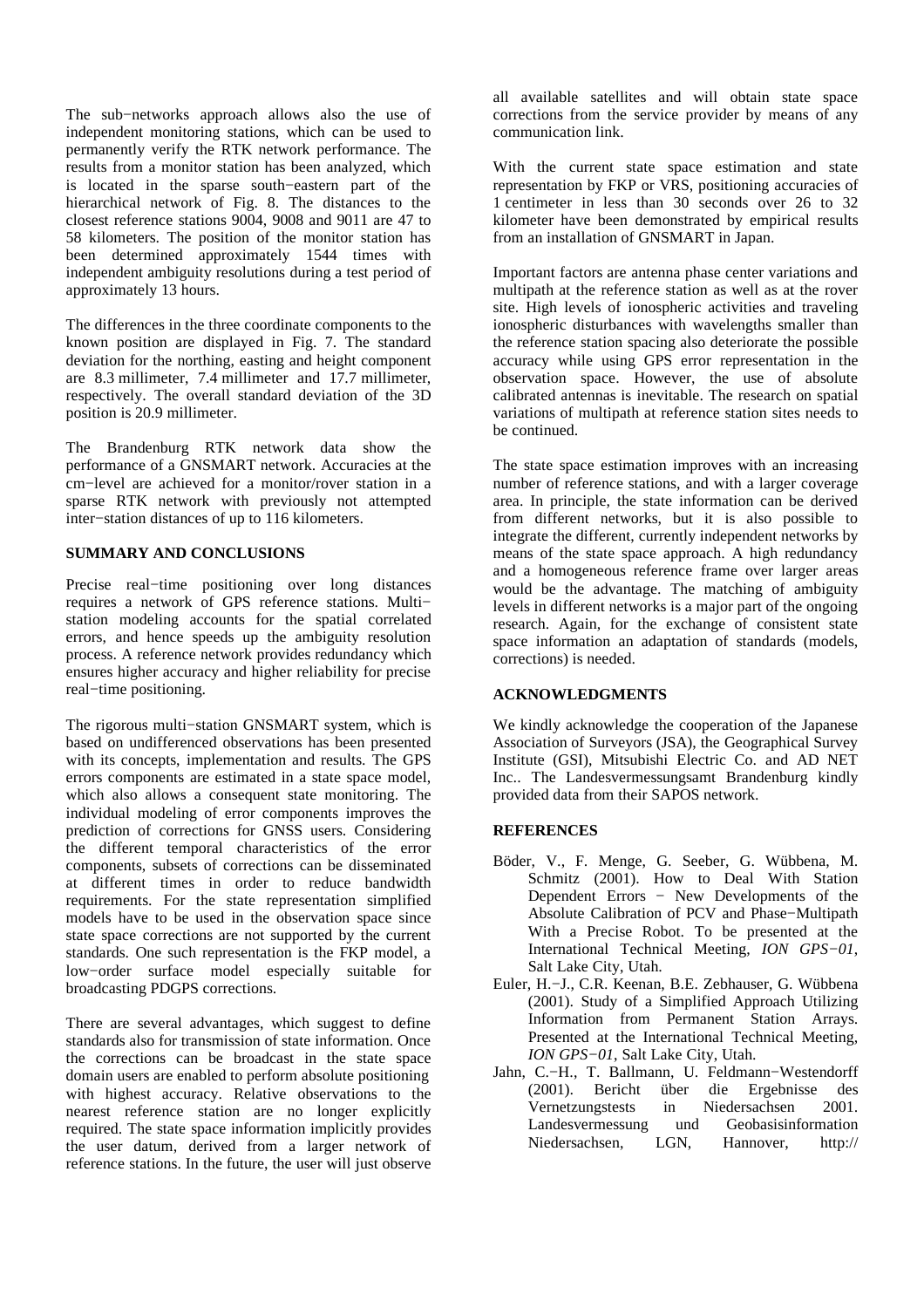The sub−networks approach allows also the use of independent monitoring stations, which can be used to permanently verify the RTK network performance. The results from a monitor station has been analyzed, which is located in the sparse south−eastern part of the hierarchical network of Fig. 8. The distances to the closest reference stations 9004, 9008 and 9011 are 47 to 58 kilometers. The position of the monitor station has been determined approximately 1544 times with independent ambiguity resolutions during a test period of approximately 13 hours.

The differences in the three coordinate components to the known position are displayed in Fig. 7. The standard deviation for the northing, easting and height component are 8.3 millimeter, 7.4 millimeter and 17.7 millimeter, respectively. The overall standard deviation of the 3D position is 20.9 millimeter.

The Brandenburg RTK network data show the performance of a GNSMART network. Accuracies at the cm−level are achieved for a monitor/rover station in a sparse RTK network with previously not attempted inter−station distances of up to 116 kilometers.

## SUMMARY AND CONCLUSIONS

Precise real−time positioning over long distances requires a network of GPS reference stations. Multi−station modeling accounts for the spatial correlated errors, and hence speeds up the ambiguity resolution process. A reference network provides redundancy which ensures higher accuracy and higher reliability for precise real−time positioning.

The rigorous multi−station GNSMART system, which is based on undifferenced observations has been presented with its concepts, implementation and results. The GPS errors components are estimated in a state space model, which also allows a consequent state monitoring. The individual modeling of error components improves the prediction of corrections for GNSS users. Considering the different temporal characteristics of the error components, subsets of corrections can be disseminated at different times in order to reduce bandwidth requirements. For the state representation simplified models have to be used in the observation space since state space corrections are not supported by the current standards. One such representation is the FKP model, a low−order surface model especially suitable for broadcasting PDGPS corrections.

There are several advantages, which suggest to define standards also for transmission of state information. Once the corrections can be broadcast in the state space domain users are enabled to perform absolute positioning with highest accuracy. Relative observations to the nearest reference station are no longer explicitly required. The state space information implicitly provides the user datum, derived from a larger network of reference stations. In the future, the user will just observe all available satellites and will obtain state space corrections from the service provider by means of any communication link.

With the current state space estimation and state representation by FKP or VRS, positioning accuracies of 1 centimeter in less than 30 seconds over 26 to 32 kilometer have been demonstrated by empirical results from an installation of GNSMART in Japan.

Important factors are antenna phase center variations and multipath at the reference station as well as at the rover site. High levels of ionospheric activities and traveling ionospheric disturbances with wavelengths smaller than the reference station spacing also deteriorate the possible accuracy while using GPS error representation in the observation space. However, the use of absolute calibrated antennas is inevitable. The research on spatial variations of multipath at reference station sites needs to be continued.

The state space estimation improves with an increasing number of reference stations, and with a larger coverage area. In principle, the state information can be derived from different networks, but it is also possible to integrate the different, currently independent networks by means of the state space approach. A high redundancy and a homogeneous reference frame over larger areas would be the advantage. The matching of ambiguity levels in different networks is a major part of the ongoing research. Again, for the exchange of consistent state space information an adaptation of standards (models, corrections) is needed.

## ACKNOWLEDGMENTS

We kindly acknowledge the cooperation of the Japanese Association of Surveyors (JSA), the Geographical Survey Institute (GSI), Mitsubishi Electric Co. and AD NET Inc.. The Landesvermessungsamt Brandenburg kindly provided data from their SAPOS network.

## REFERENCES

Böder, V., F. Menge, G. Seeber, G. Wübbena, M. Schmitz (2001). How to Deal With Station Dependent Errors − New Developments of the Absolute Calibration of PCV and Phase−Multipath With a Precise Robot. To be presented at the International Technical Meeting, *ION GPS−01*, Salt Lake City, Utah.

Euler, H.−J., C.R. Keenan, B.E. Zebhauser, G. Wübbena (2001). Study of a Simplified Approach Utilizing Information from Permanent Station Arrays. Presented at the International Technical Meeting, *ION GPS−01*, Salt Lake City, Utah.

Jahn, C.−H., T. Ballmann, U. Feldmann−Westendorff (2001). Bericht über die Ergebnisse des Vernetzungstests in Niedersachsen 2001. Landesvermessung und Geobasisinformation Niedersachsen, LGN, Hannover, http://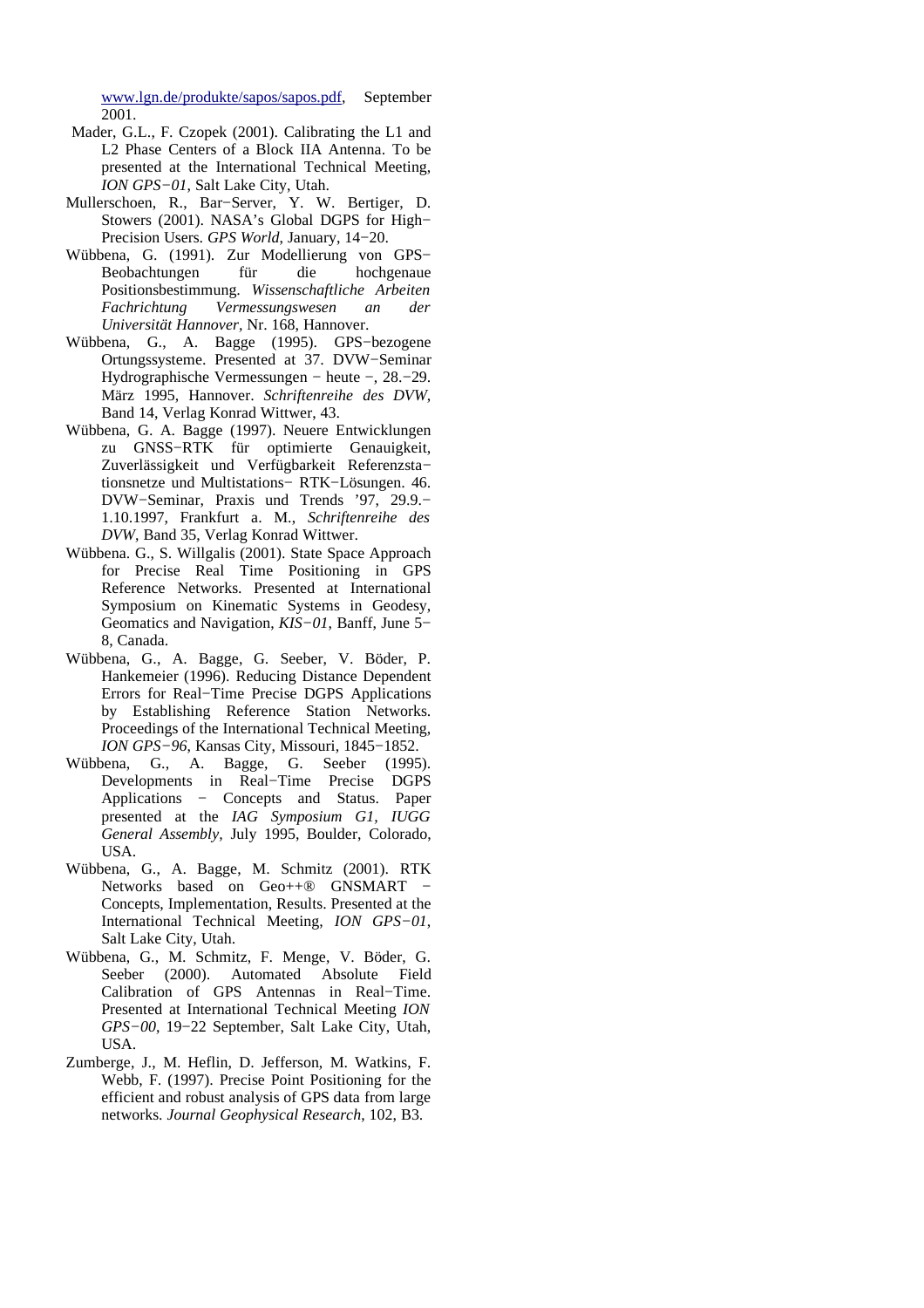www.lgn.de/produkte/sapos/sapos.pdf, September 2001.

Mader, G.L., F. Czopek (2001). Calibrating the L1 and L2 Phase Centers of a Block IIA Antenna. To be presented at the International Technical Meeting, *ION GPS−01*, Salt Lake City, Utah.

Mullerschoen, R., Bar−Server, Y. W. Bertiger, D. Stowers (2001). NASA's Global DGPS for High−Precision Users. *GPS World*, January, 14−20.

Wübbena, G. (1991). Zur Modellierung von GPS−Beobachtungen für die hochgenaue Positionsbestimmung. *Wissenschaftliche Arbeiten Fachrichtung Vermessungswesen an der Universität Hannover*, Nr. 168, Hannover.

Wübbena, G., A. Bagge (1995). GPS−bezogene Ortungssysteme. Presented at 37. DVW−Seminar Hydrographische Vermessungen − heute −, 28.−29. März 1995, Hannover. *Schriftenreihe des DVW*, Band 14, Verlag Konrad Wittwer, 43.

Wübbena, G. A. Bagge (1997). Neuere Entwicklungen zu GNSS−RTK für optimierte Genauigkeit, Zuverlässigkeit und Verfügbarkeit Referenzsta−tionsnetze und Multistations− RTK−Lösungen. 46. DVW−Seminar, Praxis und Trends '97, 29.9.−1.10.1997, Frankfurt a. M., *Schriftenreihe des DVW*, Band 35, Verlag Konrad Wittwer.

Wübbena. G., S. Willgalis (2001). State Space Approach for Precise Real Time Positioning in GPS Reference Networks. Presented at International Symposium on Kinematic Systems in Geodesy, Geomatics and Navigation, *KIS−01*, Banff, June 5−8, Canada.

Wübbena, G., A. Bagge, G. Seeber, V. Böder, P. Hankemeier (1996). Reducing Distance Dependent Errors for Real−Time Precise DGPS Applications by Establishing Reference Station Networks. Proceedings of the International Technical Meeting, *ION GPS−96*, Kansas City, Missouri, 1845−1852.

Wübbena, G., A. Bagge, G. Seeber (1995). Developments in Real−Time Precise DGPS Applications − Concepts and Status. Paper presented at the *IAG Symposium G1, IUGG General Assembly*, July 1995, Boulder, Colorado, USA.

Wübbena, G., A. Bagge, M. Schmitz (2001). RTK Networks based on Geo++® GNSMART − Concepts, Implementation, Results. Presented at the International Technical Meeting, *ION GPS−01*, Salt Lake City, Utah.

Wübbena, G., M. Schmitz, F. Menge, V. Böder, G. Seeber (2000). Automated Absolute Field Calibration of GPS Antennas in Real−Time. Presented at International Technical Meeting *ION GPS−00*, 19−22 September, Salt Lake City, Utah, USA.

Zumberge, J., M. Heflin, D. Jefferson, M. Watkins, F. Webb, F. (1997). Precise Point Positioning for the efficient and robust analysis of GPS data from large networks. *Journal Geophysical Research*, 102, B3.